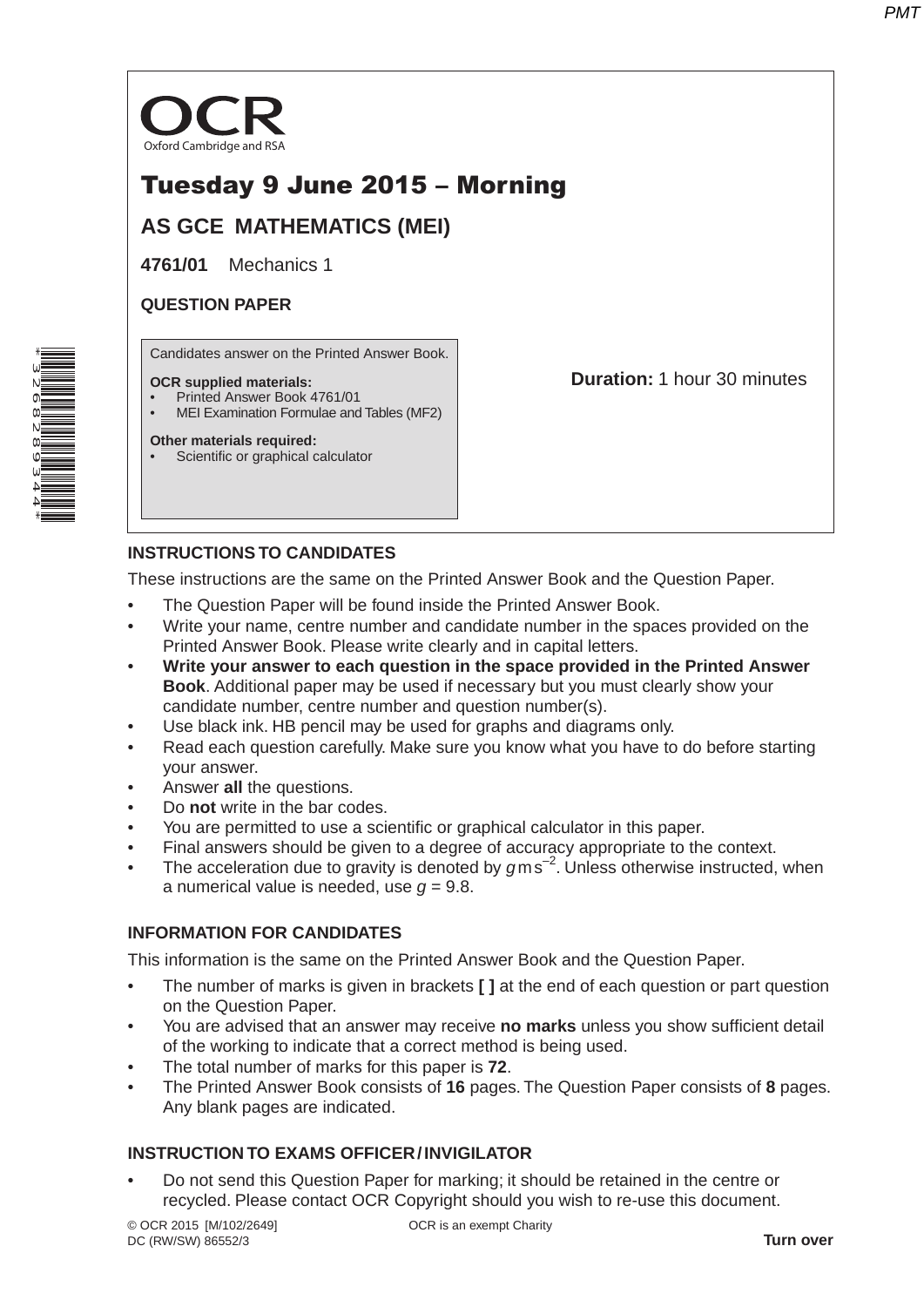OCR
Oxford Cambridge and RSA

# Tuesday 9 June 2015 – Morning

## AS GCE MATHEMATICS (MEI)

**4761/01** Mechanics 1

**QUESTION PAPER**

Candidates answer on the Printed Answer Book.

**OCR supplied materials:**
- Printed Answer Book 4761/01
- MEI Examination Formulae and Tables (MF2)

**Other materials required:**
- Scientific or graphical calculator

**Duration:** 1 hour 30 minutes

## INSTRUCTIONS TO CANDIDATES

These instructions are the same on the Printed Answer Book and the Question Paper.

- The Question Paper will be found inside the Printed Answer Book.
- Write your name, centre number and candidate number in the spaces provided on the Printed Answer Book. Please write clearly and in capital letters.
- **Write your answer to each question in the space provided in the Printed Answer Book**. Additional paper may be used if necessary but you must clearly show your candidate number, centre number and question number(s).
- Use black ink. HB pencil may be used for graphs and diagrams only.
- Read each question carefully. Make sure you know what you have to do before starting your answer.
- Answer **all** the questions.
- Do **not** write in the bar codes.
- You are permitted to use a scientific or graphical calculator in this paper.
- Final answers should be given to a degree of accuracy appropriate to the context.
- The acceleration due to gravity is denoted by $g\,\text{m}\,\text{s}^{-2}$. Unless otherwise instructed, when a numerical value is needed, use $g = 9.8$.

## INFORMATION FOR CANDIDATES

This information is the same on the Printed Answer Book and the Question Paper.

- The number of marks is given in brackets **[ ]** at the end of each question or part question on the Question Paper.
- You are advised that an answer may receive **no marks** unless you show sufficient detail of the working to indicate that a correct method is being used.
- The total number of marks for this paper is **72**.
- The Printed Answer Book consists of **16** pages. The Question Paper consists of **8** pages. Any blank pages are indicated.

## INSTRUCTION TO EXAMS OFFICER / INVIGILATOR

- Do not send this Question Paper for marking; it should be retained in the centre or recycled. Please contact OCR Copyright should you wish to re-use this document.

© OCR 2015 [M/102/2649]
DC (RW/SW) 86552/3

OCR is an exempt Charity

**Turn over**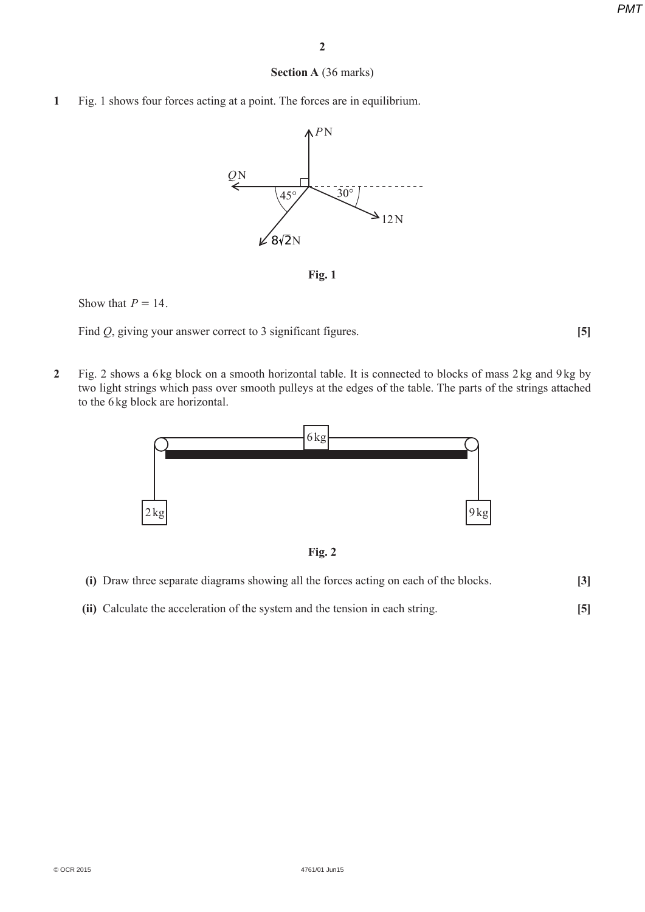**Section A** (36 marks)

**1** Fig. 1 shows four forces acting at a point. The forces are in equilibrium.

**Fig. 1**

Show that $P = 14$.

Find $Q$, giving your answer correct to 3 significant figures. **[5]**

**2** Fig. 2 shows a 6 kg block on a smooth horizontal table. It is connected to blocks of mass 2 kg and 9 kg by two light strings which pass over smooth pulleys at the edges of the table. The parts of the strings attached to the 6 kg block are horizontal.

**Fig. 2**

**(i)** Draw three separate diagrams showing all the forces acting on each of the blocks. **[3]**

**(ii)** Calculate the acceleration of the system and the tension in each string. **[5]**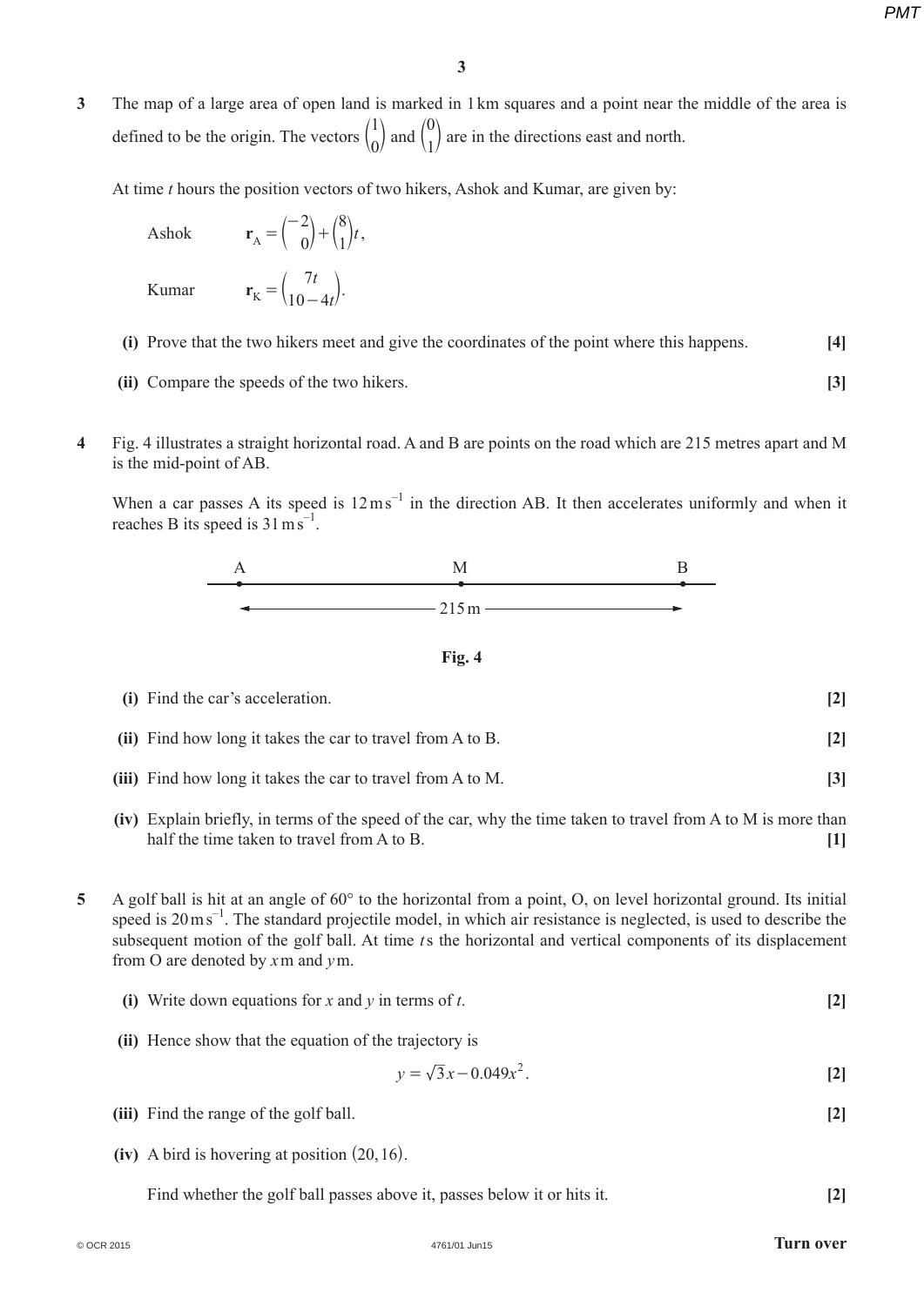**3** The map of a large area of open land is marked in 1 km squares and a point near the middle of the area is defined to be the origin. The vectors $\begin{pmatrix}1\\0\end{pmatrix}$ and $\begin{pmatrix}0\\1\end{pmatrix}$ are in the directions east and north.

At time $t$ hours the position vectors of two hikers, Ashok and Kumar, are given by:

Ashok $\quad \mathbf{r}_\text{A} = \begin{pmatrix}-2\\0\end{pmatrix} + \begin{pmatrix}8\\1\end{pmatrix}t,$

Kumar $\quad \mathbf{r}_\text{K} = \begin{pmatrix}7t\\10-4t\end{pmatrix}.$

**(i)** Prove that the two hikers meet and give the coordinates of the point where this happens. **[4]**

**(ii)** Compare the speeds of the two hikers. **[3]**

**4** Fig. 4 illustrates a straight horizontal road. A and B are points on the road which are 215 metres apart and M is the mid-point of AB.

When a car passes A its speed is $12\,\text{m}\,\text{s}^{-1}$ in the direction AB. It then accelerates uniformly and when it reaches B its speed is $31\,\text{m}\,\text{s}^{-1}$.

A M B

215 m

**Fig. 4**

**(i)** Find the car's acceleration. **[2]**

**(ii)** Find how long it takes the car to travel from A to B. **[2]**

**(iii)** Find how long it takes the car to travel from A to M. **[3]**

**(iv)** Explain briefly, in terms of the speed of the car, why the time taken to travel from A to M is more than half the time taken to travel from A to B. **[1]**

**5** A golf ball is hit at an angle of 60° to the horizontal from a point, O, on level horizontal ground. Its initial speed is $20\,\text{m}\,\text{s}^{-1}$. The standard projectile model, in which air resistance is neglected, is used to describe the subsequent motion of the golf ball. At time $t$ s the horizontal and vertical components of its displacement from O are denoted by $x$ m and $y$ m.

**(i)** Write down equations for $x$ and $y$ in terms of $t$. **[2]**

**(ii)** Hence show that the equation of the trajectory is

$$y = \sqrt{3}x - 0.049x^2.$$

**[2]**

**(iii)** Find the range of the golf ball. **[2]**

**(iv)** A bird is hovering at position $(20, 16)$.

Find whether the golf ball passes above it, passes below it or hits it. **[2]**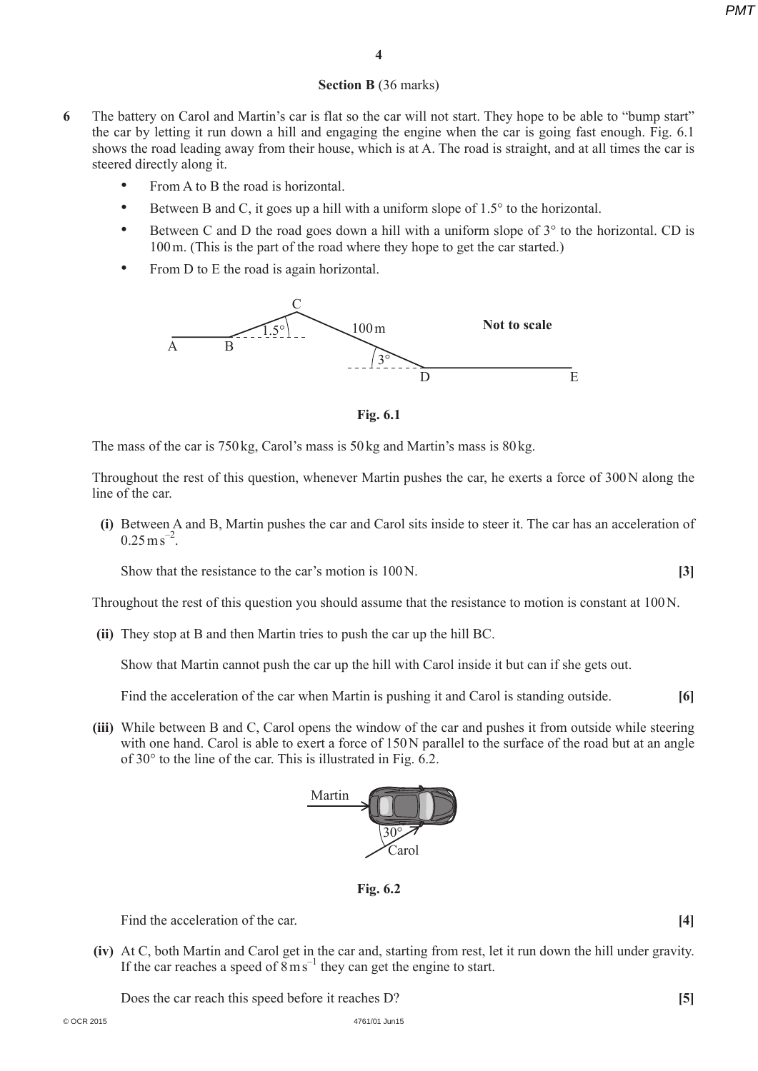## Section B (36 marks)

**6** The battery on Carol and Martin's car is flat so the car will not start. They hope to be able to "bump start" the car by letting it run down a hill and engaging the engine when the car is going fast enough. Fig. 6.1 shows the road leading away from their house, which is at A. The road is straight, and at all times the car is steered directly along it.

- From A to B the road is horizontal.
- Between B and C, it goes up a hill with a uniform slope of 1.5° to the horizontal.
- Between C and D the road goes down a hill with a uniform slope of 3° to the horizontal. CD is 100 m. (This is the part of the road where they hope to get the car started.)
- From D to E the road is again horizontal.

**Fig. 6.1**

The mass of the car is 750 kg, Carol's mass is 50 kg and Martin's mass is 80 kg.

Throughout the rest of this question, whenever Martin pushes the car, he exerts a force of 300 N along the line of the car.

**(i)** Between A and B, Martin pushes the car and Carol sits inside to steer it. The car has an acceleration of $0.25\,\text{m}\,\text{s}^{-2}$.

Show that the resistance to the car's motion is 100 N. **[3]**

Throughout the rest of this question you should assume that the resistance to motion is constant at 100 N.

**(ii)** They stop at B and then Martin tries to push the car up the hill BC.

Show that Martin cannot push the car up the hill with Carol inside it but can if she gets out.

Find the acceleration of the car when Martin is pushing it and Carol is standing outside. **[6]**

**(iii)** While between B and C, Carol opens the window of the car and pushes it from outside while steering with one hand. Carol is able to exert a force of 150 N parallel to the surface of the road but at an angle of 30° to the line of the car. This is illustrated in Fig. 6.2.

**Fig. 6.2**

Find the acceleration of the car. **[4]**

**(iv)** At C, both Martin and Carol get in the car and, starting from rest, let it run down the hill under gravity. If the car reaches a speed of $8\,\text{m}\,\text{s}^{-1}$ they can get the engine to start.

Does the car reach this speed before it reaches D? **[5]**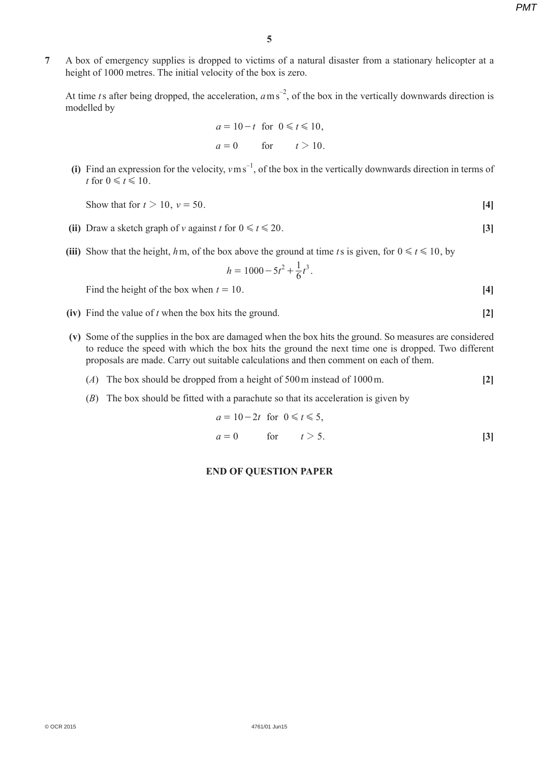**7** A box of emergency supplies is dropped to victims of a natural disaster from a stationary helicopter at a height of 1000 metres. The initial velocity of the box is zero.

At time $t$ s after being dropped, the acceleration, $a\,\mathrm{m\,s^{-2}}$, of the box in the vertically downwards direction is modelled by

$$a = 10 - t \quad \text{for} \quad 0 \leqslant t \leqslant 10,$$

$$a = 0 \quad \text{for} \quad t > 10.$$

**(i)** Find an expression for the velocity, $v\,\mathrm{m\,s^{-1}}$, of the box in the vertically downwards direction in terms of $t$ for $0 \leqslant t \leqslant 10$.

Show that for $t > 10$, $v = 50$. **[4]**

**(ii)** Draw a sketch graph of $v$ against $t$ for $0 \leqslant t \leqslant 20$. **[3]**

**(iii)** Show that the height, $h$ m, of the box above the ground at time $t$ s is given, for $0 \leqslant t \leqslant 10$, by

$$h = 1000 - 5t^2 + \frac{1}{6}t^3.$$

Find the height of the box when $t = 10$. **[4]**

**(iv)** Find the value of $t$ when the box hits the ground. **[2]**

**(v)** Some of the supplies in the box are damaged when the box hits the ground. So measures are considered to reduce the speed with which the box hits the ground the next time one is dropped. Two different proposals are made. Carry out suitable calculations and then comment on each of them.

($A$) The box should be dropped from a height of 500 m instead of 1000 m. **[2]**

($B$) The box should be fitted with a parachute so that its acceleration is given by

$$a = 10 - 2t \quad \text{for} \quad 0 \leqslant t \leqslant 5,$$

$$a = 0 \quad \text{for} \quad t > 5.$$

**[3]**

**END OF QUESTION PAPER**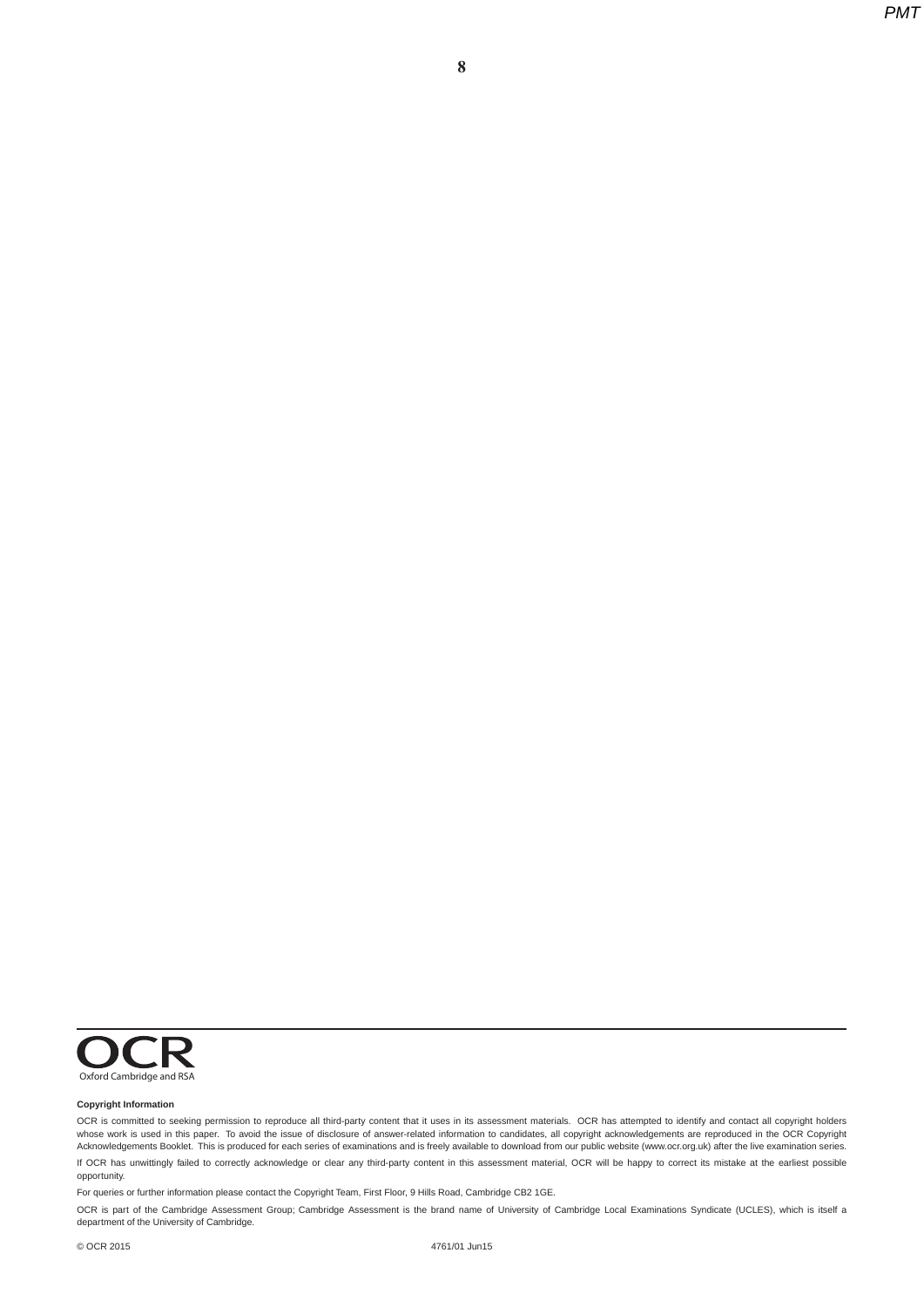OCR
Oxford Cambridge and RSA

**Copyright Information**

OCR is committed to seeking permission to reproduce all third-party content that it uses in its assessment materials. OCR has attempted to identify and contact all copyright holders whose work is used in this paper. To avoid the issue of disclosure of answer-related information to candidates, all copyright acknowledgements are reproduced in the OCR Copyright Acknowledgements Booklet. This is produced for each series of examinations and is freely available to download from our public website (www.ocr.org.uk) after the live examination series.

If OCR has unwittingly failed to correctly acknowledge or clear any third-party content in this assessment material, OCR will be happy to correct its mistake at the earliest possible opportunity.

For queries or further information please contact the Copyright Team, First Floor, 9 Hills Road, Cambridge CB2 1GE.

OCR is part of the Cambridge Assessment Group; Cambridge Assessment is the brand name of University of Cambridge Local Examinations Syndicate (UCLES), which is itself a department of the University of Cambridge.

© OCR 2015 4761/01 Jun15